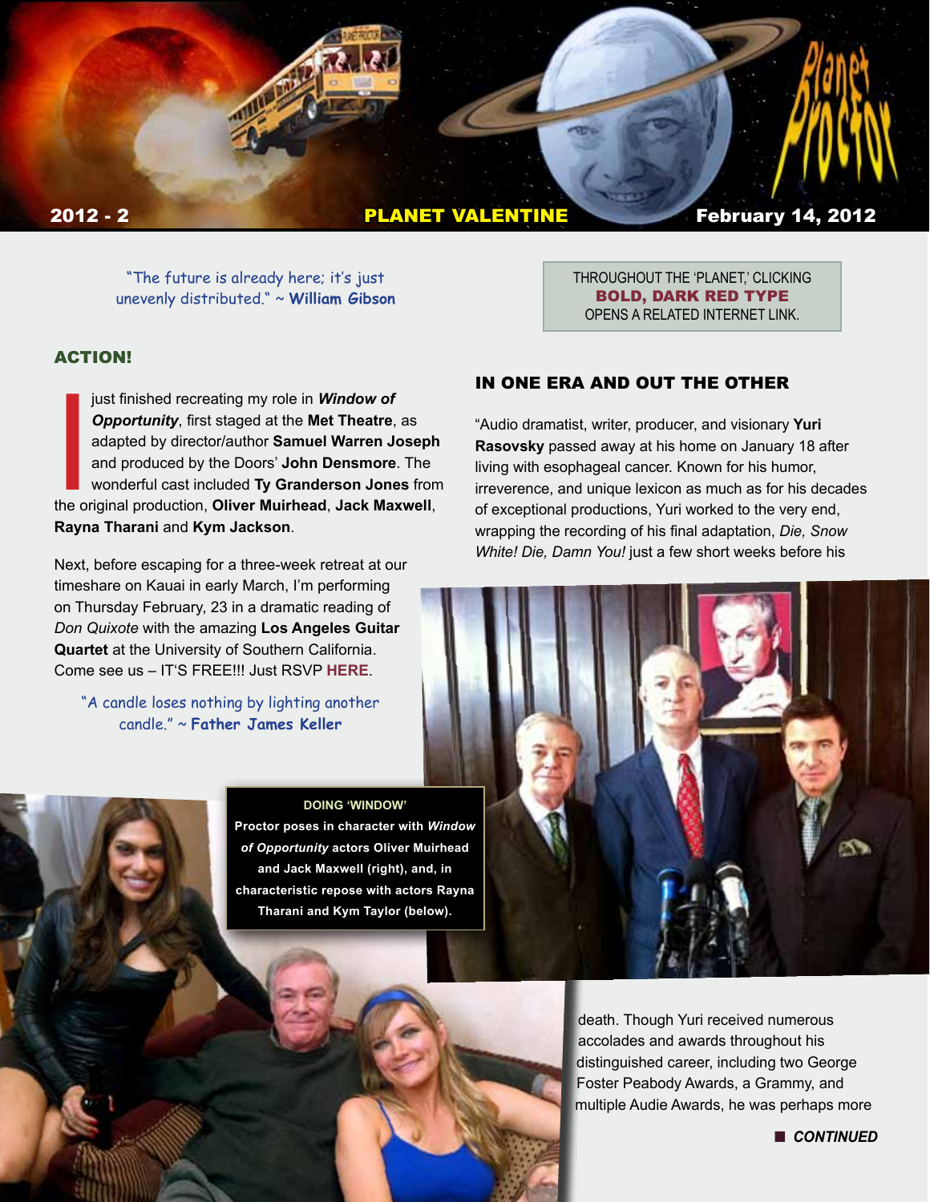# Planet Proctor

**2012 - 2** | **PLANET VALENTINE** | **February 14, 2012**

"The future is already here; it's just unevenly distributed." ~ **William Gibson**

THROUGHOUT THE 'PLANET,' CLICKING **BOLD, DARK RED TYPE** OPENS A RELATED INTERNET LINK.

## ACTION!

I just finished recreating my role in ***Window of Opportunity***, first staged at the **Met Theatre**, as adapted by director/author **Samuel Warren Joseph** and produced by the Doors' **John Densmore**. The wonderful cast included **Ty Granderson Jones** from the original production, **Oliver Muirhead**, **Jack Maxwell**, **Rayna Tharani** and **Kym Jackson**.

Next, before escaping for a three-week retreat at our timeshare on Kauai in early March, I'm performing on Thursday February, 23 in a dramatic reading of *Don Quixote* with the amazing **Los Angeles Guitar Quartet** at the University of Southern California. Come see us – IT'S FREE!!! Just RSVP **HERE**.

"A candle loses nothing by lighting another candle." ~ **Father James Keller**

**DOING 'WINDOW'**
**Proctor poses in character with *Window of Opportunity* actors Oliver Muirhead and Jack Maxwell (right), and, in characteristic repose with actors Rayna Tharani and Kym Taylor (below).**

## IN ONE ERA AND OUT THE OTHER

"Audio dramatist, writer, producer, and visionary **Yuri Rasovsky** passed away at his home on January 18 after living with esophageal cancer. Known for his humor, irreverence, and unique lexicon as much as for his decades of exceptional productions, Yuri worked to the very end, wrapping the recording of his final adaptation, *Die, Snow White! Die, Damn You!* just a few short weeks before his death. Though Yuri received numerous accolades and awards throughout his distinguished career, including two George Foster Peabody Awards, a Grammy, and multiple Audie Awards, he was perhaps more

***CONTINUED***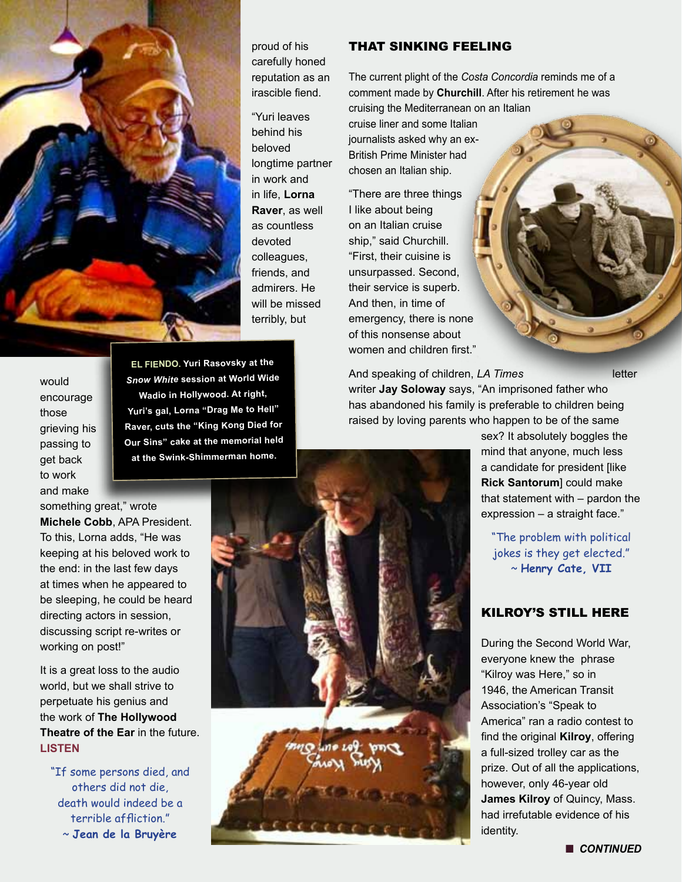proud of his carefully honed reputation as an irascible fiend.

"Yuri leaves behind his beloved longtime partner in work and in life, **Lorna Raver**, as well as countless devoted colleagues, friends, and admirers. He will be missed terribly, but would encourage those grieving his passing to get back to work and make something great," wrote **Michele Cobb**, APA President. To this, Lorna adds, "He was keeping at his beloved work to the end: in the last few days at times when he appeared to be sleeping, he could be heard directing actors in session, discussing script re-writes or working on post!"

**EL FIENDO. Yuri Rasovsky at the *Snow White* session at World Wide Wadio in Hollywood. At right, Yuri's gal, Lorna "Drag Me to Hell" Raver, cuts the "King Kong Died for Our Sins" cake at the memorial held at the Swink-Shimmerman home.**

It is a great loss to the audio world, but we shall strive to perpetuate his genius and the work of **The Hollywood Theatre of the Ear** in the future. **LISTEN**

"If some persons died, and others did not die, death would indeed be a terrible affliction."
~ **Jean de la Bruyère**

## THAT SINKING FEELING

The current plight of the *Costa Concordia* reminds me of a comment made by **Churchill**. After his retirement he was cruising the Mediterranean on an Italian cruise liner and some Italian journalists asked why an ex-British Prime Minister had chosen an Italian ship.

"There are three things I like about being on an Italian cruise ship," said Churchill. "First, their cuisine is unsurpassed. Second, their service is superb. And then, in time of emergency, there is none of this nonsense about women and children first."

And speaking of children, *LA Times* letter writer **Jay Soloway** says, "An imprisoned father who has abandoned his family is preferable to children being raised by loving parents who happen to be of the same sex? It absolutely boggles the mind that anyone, much less a candidate for president [like **Rick Santorum**] could make that statement with – pardon the expression – a straight face."

"The problem with political jokes is they get elected."
~ **Henry Cate, VII**

## KILROY'S STILL HERE

During the Second World War, everyone knew the phrase "Kilroy was Here," so in 1946, the American Transit Association's "Speak to America" ran a radio contest to find the original **Kilroy**, offering a full-sized trolley car as the prize. Out of all the applications, however, only 46-year old **James Kilroy** of Quincy, Mass. had irrefutable evidence of his identity.

***CONTINUED***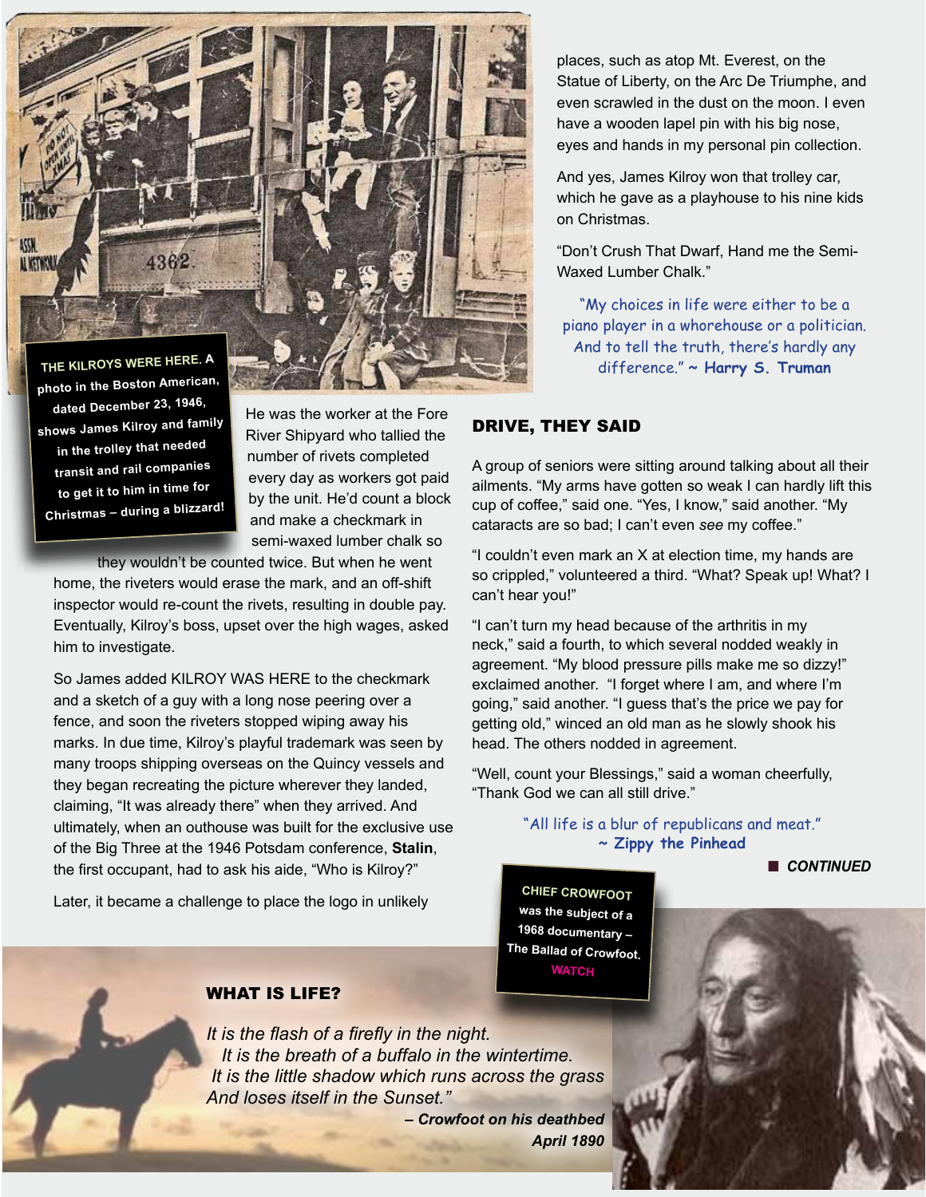**THE KILROYS WERE HERE.** A photo in the Boston American, dated December 23, 1946, shows James Kilroy and family in the trolley that needed transit and rail companies to get it to him in time for Christmas – during a blizzard!

He was the worker at the Fore River Shipyard who tallied the number of rivets completed every day as workers got paid by the unit. He'd count a block and make a checkmark in semi-waxed lumber chalk so they wouldn't be counted twice. But when he went home, the riveters would erase the mark, and an off-shift inspector would re-count the rivets, resulting in double pay. Eventually, Kilroy's boss, upset over the high wages, asked him to investigate.

So James added KILROY WAS HERE to the checkmark and a sketch of a guy with a long nose peering over a fence, and soon the riveters stopped wiping away his marks. In due time, Kilroy's playful trademark was seen by many troops shipping overseas on the Quincy vessels and they began recreating the picture wherever they landed, claiming, "It was already there" when they arrived. And ultimately, when an outhouse was built for the exclusive use of the Big Three at the 1946 Potsdam conference, **Stalin**, the first occupant, had to ask his aide, "Who is Kilroy?"

Later, it became a challenge to place the logo in unlikely places, such as atop Mt. Everest, on the Statue of Liberty, on the Arc De Triumphe, and even scrawled in the dust on the moon. I even have a wooden lapel pin with his big nose, eyes and hands in my personal pin collection.

And yes, James Kilroy won that trolley car, which he gave as a playhouse to his nine kids on Christmas.

"Don't Crush That Dwarf, Hand me the Semi-Waxed Lumber Chalk."

"My choices in life were either to be a piano player in a whorehouse or a politician. And to tell the truth, there's hardly any difference." ~ **Harry S. Truman**

## DRIVE, THEY SAID

A group of seniors were sitting around talking about all their ailments. "My arms have gotten so weak I can hardly lift this cup of coffee," said one. "Yes, I know," said another. "My cataracts are so bad; I can't even *see* my coffee."

"I couldn't even mark an X at election time, my hands are so crippled," volunteered a third. "What? Speak up! What? I can't hear you!"

"I can't turn my head because of the arthritis in my neck," said a fourth, to which several nodded weakly in agreement. "My blood pressure pills make me so dizzy!" exclaimed another. "I forget where I am, and where I'm going," said another. "I guess that's the price we pay for getting old," winced an old man as he slowly shook his head. The others nodded in agreement.

"Well, count your Blessings," said a woman cheerfully, "Thank God we can all still drive."

"All life is a blur of republicans and meat." ~ **Zippy the Pinhead**

■ ***CONTINUED***

**CHIEF CROWFOOT** was the subject of a 1968 documentary – The Ballad of Crowfoot. WATCH

## WHAT IS LIFE?

*It is the flash of a firefly in the night.*
*It is the breath of a buffalo in the wintertime.*
*It is the little shadow which runs across the grass*
*And loses itself in the Sunset."*

***– Crowfoot on his deathbed***
***April 1890***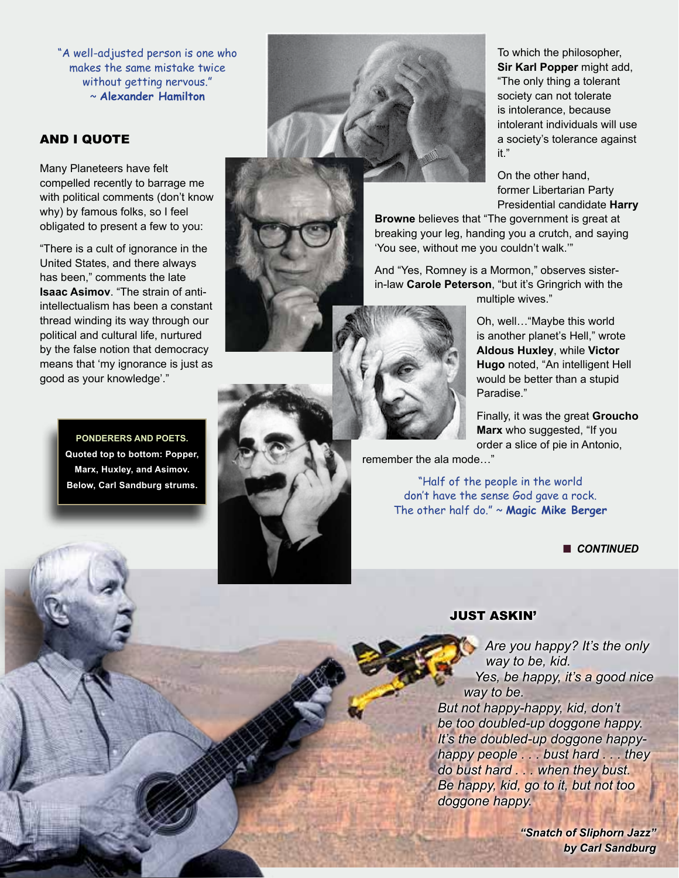"A well-adjusted person is one who makes the same mistake twice without getting nervous." ~ **Alexander Hamilton**

## AND I QUOTE

Many Planeteers have felt compelled recently to barrage me with political comments (don't know why) by famous folks, so I feel obligated to present a few to you:

"There is a cult of ignorance in the United States, and there always has been," comments the late **Isaac Asimov**. "The strain of anti-intellectualism has been a constant thread winding its way through our political and cultural life, nurtured by the false notion that democracy means that 'my ignorance is just as good as your knowledge'."

To which the philosopher, **Sir Karl Popper** might add, "The only thing a tolerant society can not tolerate is intolerance, because intolerant individuals will use a society's tolerance against it."

On the other hand, former Libertarian Party Presidential candidate **Harry Browne** believes that "The government is great at breaking your leg, handing you a crutch, and saying 'You see, without me you couldn't walk.'"

And "Yes, Romney is a Mormon," observes sister-in-law **Carole Peterson**, "but it's Gringrich with the multiple wives."

Oh, well…"Maybe this world is another planet's Hell," wrote **Aldous Huxley**, while **Victor Hugo** noted, "An intelligent Hell would be better than a stupid Paradise."

Finally, it was the great **Groucho Marx** who suggested, "If you order a slice of pie in Antonio, remember the ala mode…"

**PONDERERS AND POETS.** Quoted top to bottom: Popper, Marx, Huxley, and Asimov. Below, Carl Sandburg strums.

"Half of the people in the world don't have the sense God gave a rock. The other half do." ~ **Magic Mike Berger**

■ ***CONTINUED***

## JUST ASKIN'

*Are you happy? It's the only way to be, kid.*
*Yes, be happy, it's a good nice way to be.*
*But not happy-happy, kid, don't be too doubled-up doggone happy.*
*It's the doubled-up doggone happy-happy people . . . bust hard . . . they do bust hard . . . when they bust.*
*Be happy, kid, go to it, but not too doggone happy.*

***"Snatch of Sliphorn Jazz"***
***by Carl Sandburg***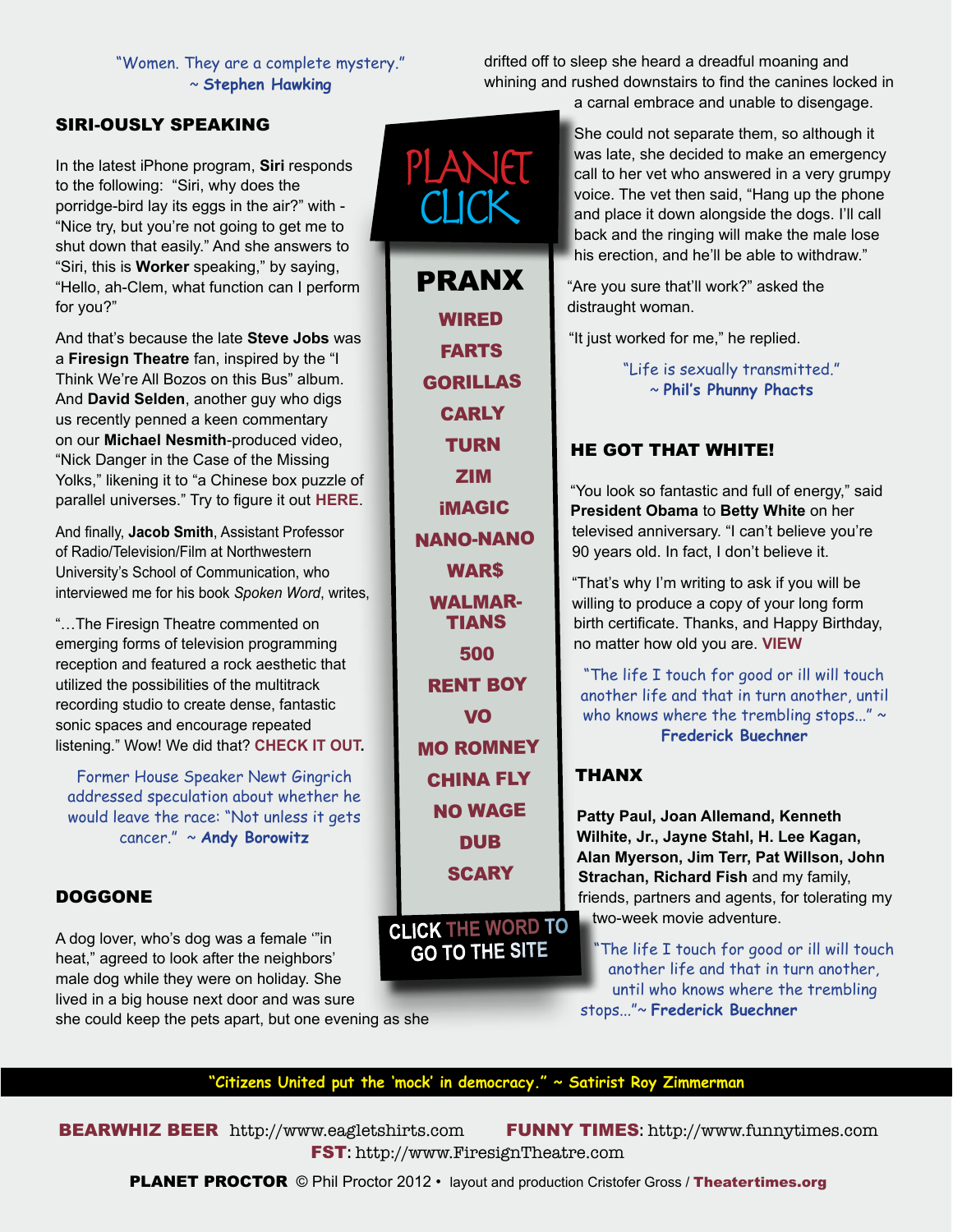"Women. They are a complete mystery."
~ **Stephen Hawking**

## SIRI-OUSLY SPEAKING

In the latest iPhone program, **Siri** responds to the following: "Siri, why does the porridge-bird lay its eggs in the air?" with - "Nice try, but you're not going to get me to shut down that easily." And she answers to "Siri, this is **Worker** speaking," by saying, "Hello, ah-Clem, what function can I perform for you?"

And that's because the late **Steve Jobs** was a **Firesign Theatre** fan, inspired by the "I Think We're All Bozos on this Bus" album. And **David Selden**, another guy who digs us recently penned a keen commentary on our **Michael Nesmith**-produced video, "Nick Danger in the Case of the Missing Yolks," likening it to "a Chinese box puzzle of parallel universes." Try to figure it out **HERE**.

And finally, **Jacob Smith**, Assistant Professor of Radio/Television/Film at Northwestern University's School of Communication, who interviewed me for his book *Spoken Word*, writes,

"…The Firesign Theatre commented on emerging forms of television programming reception and featured a rock aesthetic that utilized the possibilities of the multitrack recording studio to create dense, fantastic sonic spaces and encourage repeated listening." Wow! We did that? **CHECK IT OUT.**

Former House Speaker Newt Gingrich addressed speculation about whether he would leave the race: "Not unless it gets cancer." ~ **Andy Borowitz**

## DOGGONE

A dog lover, who's dog was a female '"in heat," agreed to look after the neighbors' male dog while they were on holiday. She lived in a big house next door and was sure she could keep the pets apart, but one evening as she drifted off to sleep she heard a dreadful moaning and whining and rushed downstairs to find the canines locked in a carnal embrace and unable to disengage.

She could not separate them, so although it was late, she decided to make an emergency call to her vet who answered in a very grumpy voice. The vet then said, "Hang up the phone and place it down alongside the dogs. I'll call back and the ringing will make the male lose his erection, and he'll be able to withdraw."

"Are you sure that'll work?" asked the distraught woman.

"It just worked for me," he replied.

"Life is sexually transmitted."
~ **Phil's Phunny Phacts**

## PLANET CLICK

### PRANX

- WIRED
- FARTS
- GORILLAS
- CARLY
- TURN
- ZIM
- iMAGIC
- NANO-NANO
- WAR$
- WALMAR-TIANS
- 500
- RENT BOY
- VO
- MO ROMNEY
- CHINA FLY
- NO WAGE
- DUB
- SCARY

**CLICK THE WORD TO GO TO THE SITE**

## HE GOT THAT WHITE!

"You look so fantastic and full of energy," said **President Obama** to **Betty White** on her televised anniversary. "I can't believe you're 90 years old. In fact, I don't believe it.

"That's why I'm writing to ask if you will be willing to produce a copy of your long form birth certificate. Thanks, and Happy Birthday, no matter how old you are. **VIEW**

"The life I touch for good or ill will touch another life and that in turn another, until who knows where the trembling stops…" ~ **Frederick Buechner**

## THANX

**Patty Paul, Joan Allemand, Kenneth Wilhite, Jr., Jayne Stahl, H. Lee Kagan, Alan Myerson, Jim Terr, Pat Willson, John Strachan, Richard Fish** and my family, friends, partners and agents, for tolerating my two-week movie adventure.

"The life I touch for good or ill will touch another life and that in turn another, until who knows where the trembling stops…"~ **Frederick Buechner**

**"Citizens United put the 'mock' in democracy." ~ Satirist Roy Zimmerman**

**BEARWHIZ BEER** http://www.eagletshirts.com **FUNNY TIMES**: http://www.funnytimes.com
**FST**: http://www.FiresignTheatre.com

**PLANET PROCTOR** © Phil Proctor 2012 • layout and production Cristofer Gross / **Theatertimes.org**